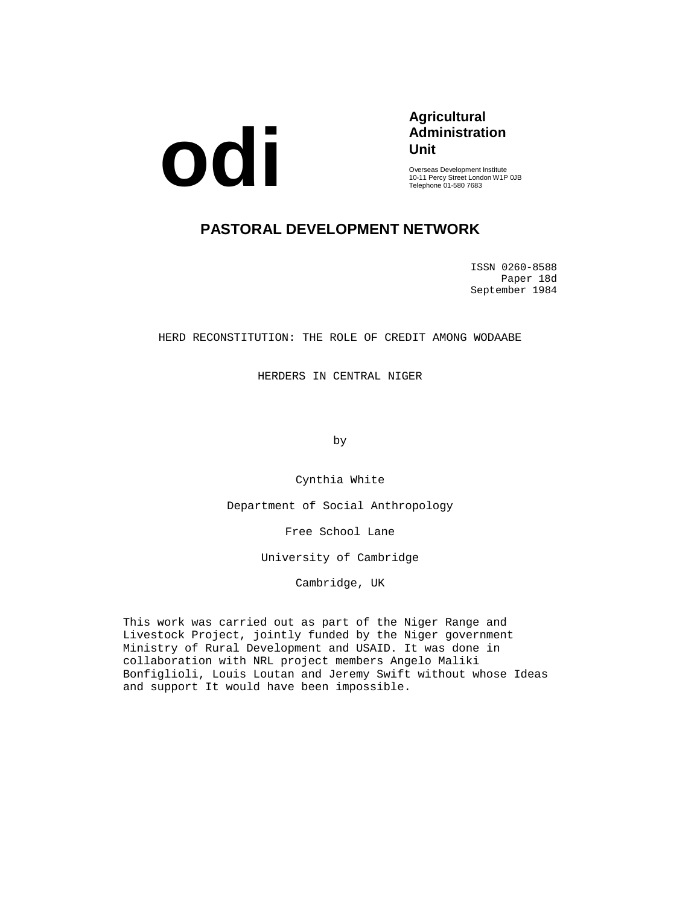**odi**

**Agricultural Administration Unit**

Overseas Development Institute
10-11 Percy Street London W1P 0JB
Telephone 01-580 7683

# PASTORAL DEVELOPMENT NETWORK

ISSN 0260-8588
Paper 18d
September 1984

## HERD RECONSTITUTION: THE ROLE OF CREDIT AMONG WODAABE HERDERS IN CENTRAL NIGER

by

Cynthia White

Department of Social Anthropology

Free School Lane

University of Cambridge

Cambridge, UK

This work was carried out as part of the Niger Range and Livestock Project, jointly funded by the Niger government Ministry of Rural Development and USAID. It was done in collaboration with NRL project members Angelo Maliki Bonfiglioli, Louis Loutan and Jeremy Swift without whose Ideas and support It would have been impossible.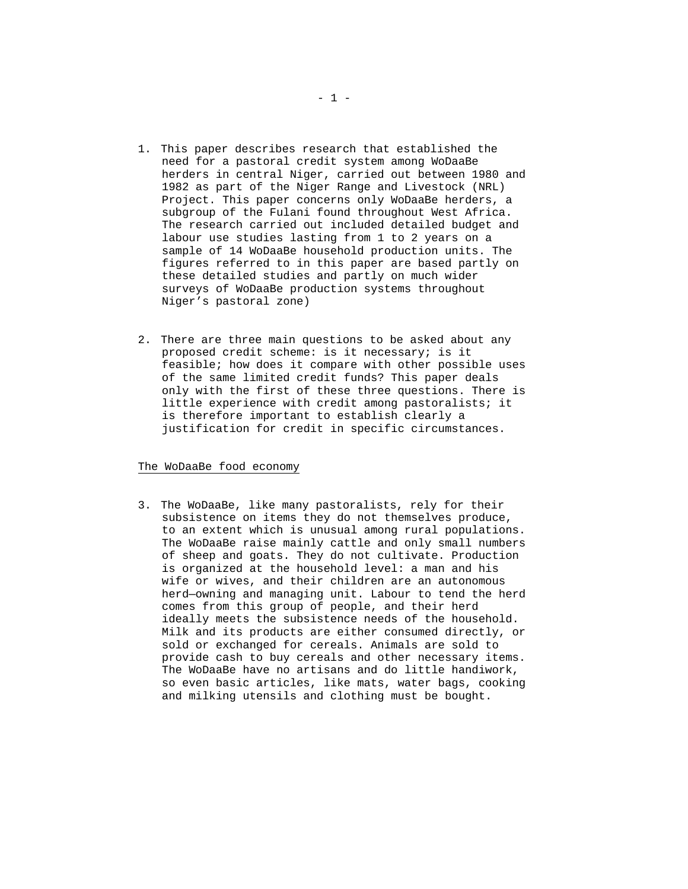1. This paper describes research that established the need for a pastoral credit system among WoDaaBe herders in central Niger, carried out between 1980 and 1982 as part of the Niger Range and Livestock (NRL) Project. This paper concerns only WoDaaBe herders, a subgroup of the Fulani found throughout West Africa. The research carried out included detailed budget and labour use studies lasting from 1 to 2 years on a sample of 14 WoDaaBe household production units. The figures referred to in this paper are based partly on these detailed studies and partly on much wider surveys of WoDaaBe production systems throughout Niger's pastoral zone)

2. There are three main questions to be asked about any proposed credit scheme: is it necessary; is it feasible; how does it compare with other possible uses of the same limited credit funds? This paper deals only with the first of these three questions. There is little experience with credit among pastoralists; it is therefore important to establish clearly a justification for credit in specific circumstances.

## The WoDaaBe food economy

3. The WoDaaBe, like many pastoralists, rely for their subsistence on items they do not themselves produce, to an extent which is unusual among rural populations. The WoDaaBe raise mainly cattle and only small numbers of sheep and goats. They do not cultivate. Production is organized at the household level: a man and his wife or wives, and their children are an autonomous herd—owning and managing unit. Labour to tend the herd comes from this group of people, and their herd ideally meets the subsistence needs of the household. Milk and its products are either consumed directly, or sold or exchanged for cereals. Animals are sold to provide cash to buy cereals and other necessary items. The WoDaaBe have no artisans and do little handiwork, so even basic articles, like mats, water bags, cooking and milking utensils and clothing must be bought.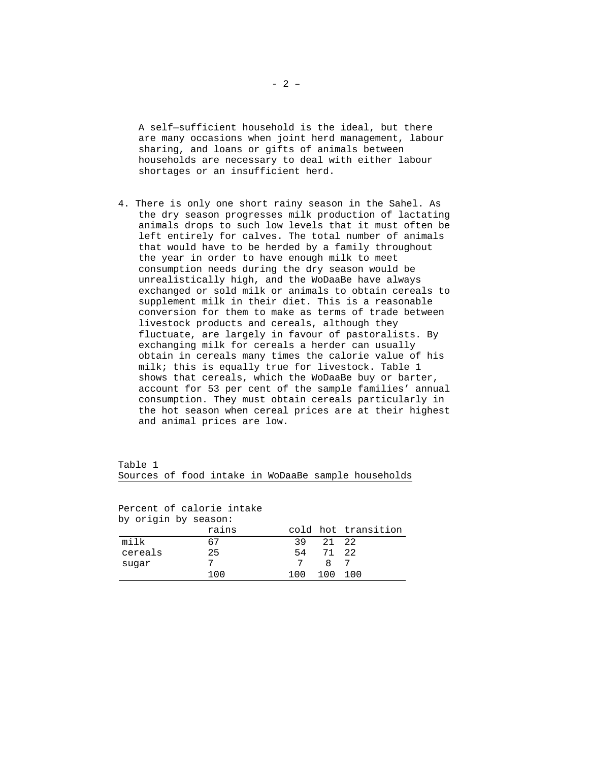A self—sufficient household is the ideal, but there are many occasions when joint herd management, labour sharing, and loans or gifts of animals between households are necessary to deal with either labour shortages or an insufficient herd.

4. There is only one short rainy season in the Sahel. As the dry season progresses milk production of lactating animals drops to such low levels that it must often be left entirely for calves. The total number of animals that would have to be herded by a family throughout the year in order to have enough milk to meet consumption needs during the dry season would be unrealistically high, and the WoDaaBe have always exchanged or sold milk or animals to obtain cereals to supplement milk in their diet. This is a reasonable conversion for them to make as terms of trade between livestock products and cereals, although they fluctuate, are largely in favour of pastoralists. By exchanging milk for cereals a herder can usually obtain in cereals many times the calorie value of his milk; this is equally true for livestock. Table 1 shows that cereals, which the WoDaaBe buy or barter, account for 53 per cent of the sample families' annual consumption. They must obtain cereals particularly in the hot season when cereal prices are at their highest and animal prices are low.

Table 1
Sources of food intake in WoDaaBe sample households

Percent of calorie intake by origin by season:

| | rains | cold | hot | transition |
|---|---|---|---|---|
| milk | 67 | 39 | 21 | 22 |
| cereals | 25 | 54 | 71 | 22 |
| sugar | 7 | 7 | 8 | 7 |
| | 100 | 100 | 100 | 100 |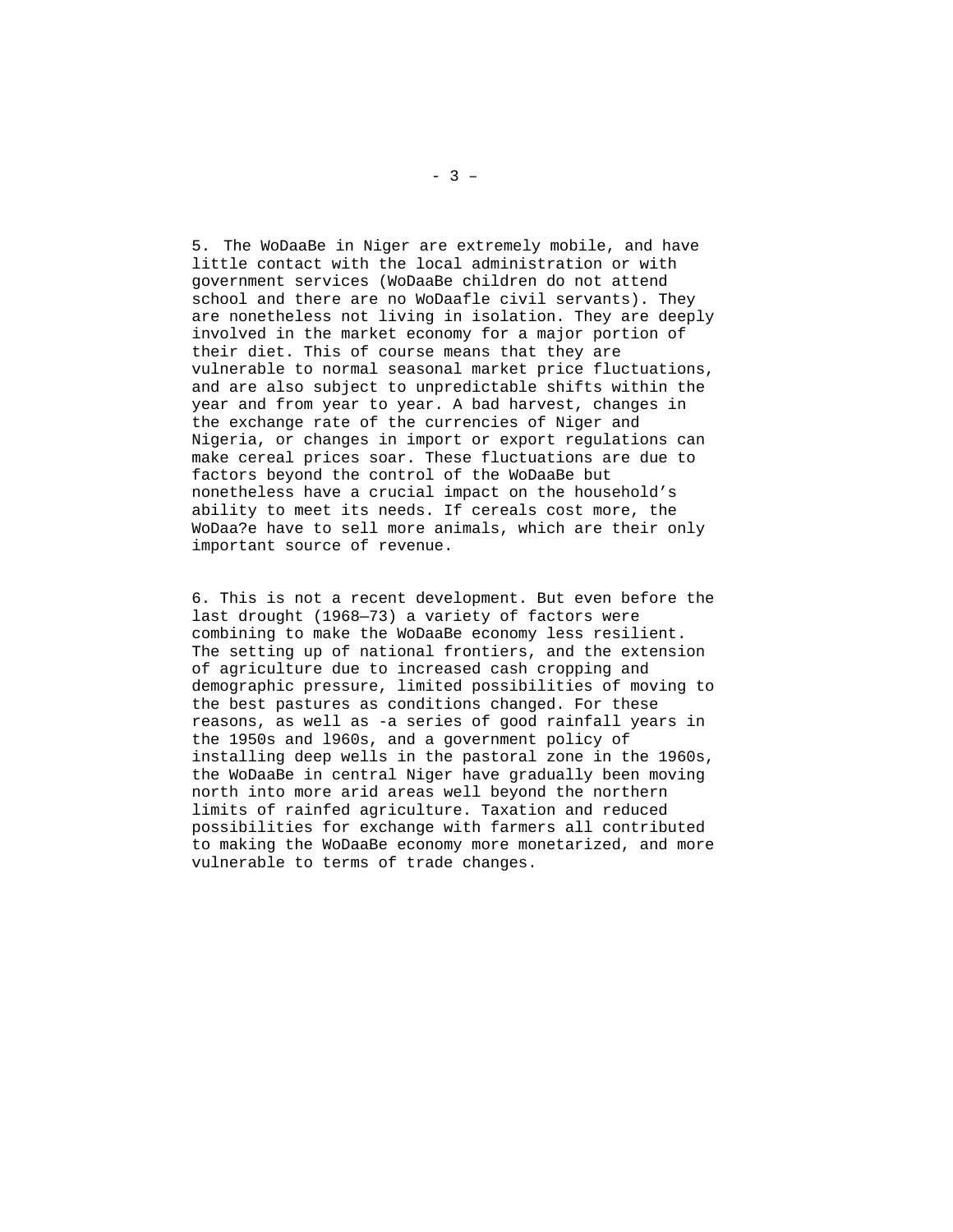5. The WoDaaBe in Niger are extremely mobile, and have little contact with the local administration or with government services (WoDaaBe children do not attend school and there are no WoDaafle civil servants). They are nonetheless not living in isolation. They are deeply involved in the market economy for a major portion of their diet. This of course means that they are vulnerable to normal seasonal market price fluctuations, and are also subject to unpredictable shifts within the year and from year to year. A bad harvest, changes in the exchange rate of the currencies of Niger and Nigeria, or changes in import or export regulations can make cereal prices soar. These fluctuations are due to factors beyond the control of the WoDaaBe but nonetheless have a crucial impact on the household’s ability to meet its needs. If cereals cost more, the WoDaa?e have to sell more animals, which are their only important source of revenue.

6. This is not a recent development. But even before the last drought (1968—73) a variety of factors were combining to make the WoDaaBe economy less resilient. The setting up of national frontiers, and the extension of agriculture due to increased cash cropping and demographic pressure, limited possibilities of moving to the best pastures as conditions changed. For these reasons, as well as -a series of good rainfall years in the 1950s and l960s, and a government policy of installing deep wells in the pastoral zone in the 1960s, the WoDaaBe in central Niger have gradually been moving north into more arid areas well beyond the northern limits of rainfed agriculture. Taxation and reduced possibilities for exchange with farmers all contributed to making the WoDaaBe economy more monetarized, and more vulnerable to terms of trade changes.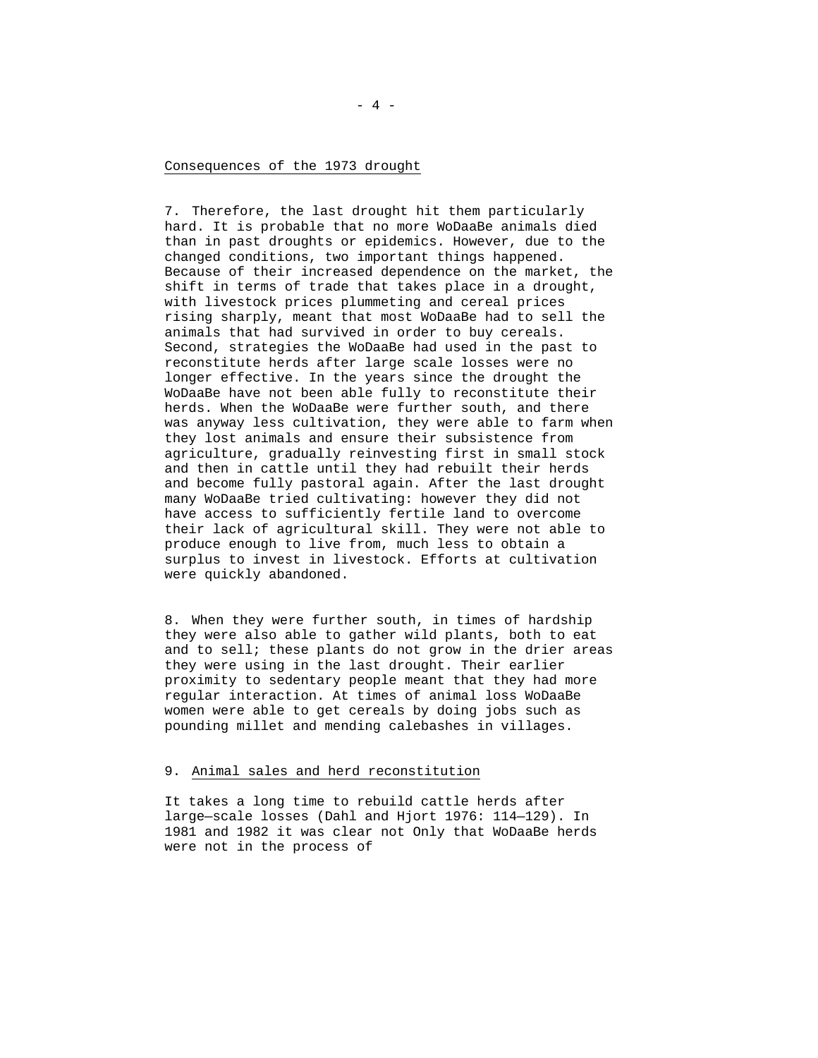## Consequences of the 1973 drought

7. Therefore, the last drought hit them particularly hard. It is probable that no more WoDaaBe animals died than in past droughts or epidemics. However, due to the changed conditions, two important things happened. Because of their increased dependence on the market, the shift in terms of trade that takes place in a drought, with livestock prices plummeting and cereal prices rising sharply, meant that most WoDaaBe had to sell the animals that had survived in order to buy cereals. Second, strategies the WoDaaBe had used in the past to reconstitute herds after large scale losses were no longer effective. In the years since the drought the WoDaaBe have not been able fully to reconstitute their herds. When the WoDaaBe were further south, and there was anyway less cultivation, they were able to farm when they lost animals and ensure their subsistence from agriculture, gradually reinvesting first in small stock and then in cattle until they had rebuilt their herds and become fully pastoral again. After the last drought many WoDaaBe tried cultivating: however they did not have access to sufficiently fertile land to overcome their lack of agricultural skill. They were not able to produce enough to live from, much less to obtain a surplus to invest in livestock. Efforts at cultivation were quickly abandoned.

8. When they were further south, in times of hardship they were also able to gather wild plants, both to eat and to sell; these plants do not grow in the drier areas they were using in the last drought. Their earlier proximity to sedentary people meant that they had more regular interaction. At times of animal loss WoDaaBe women were able to get cereals by doing jobs such as pounding millet and mending calebashes in villages.

9. Animal sales and herd reconstitution

It takes a long time to rebuild cattle herds after large—scale losses (Dahl and Hjort 1976: 114—129). In 1981 and 1982 it was clear not Only that WoDaaBe herds were not in the process of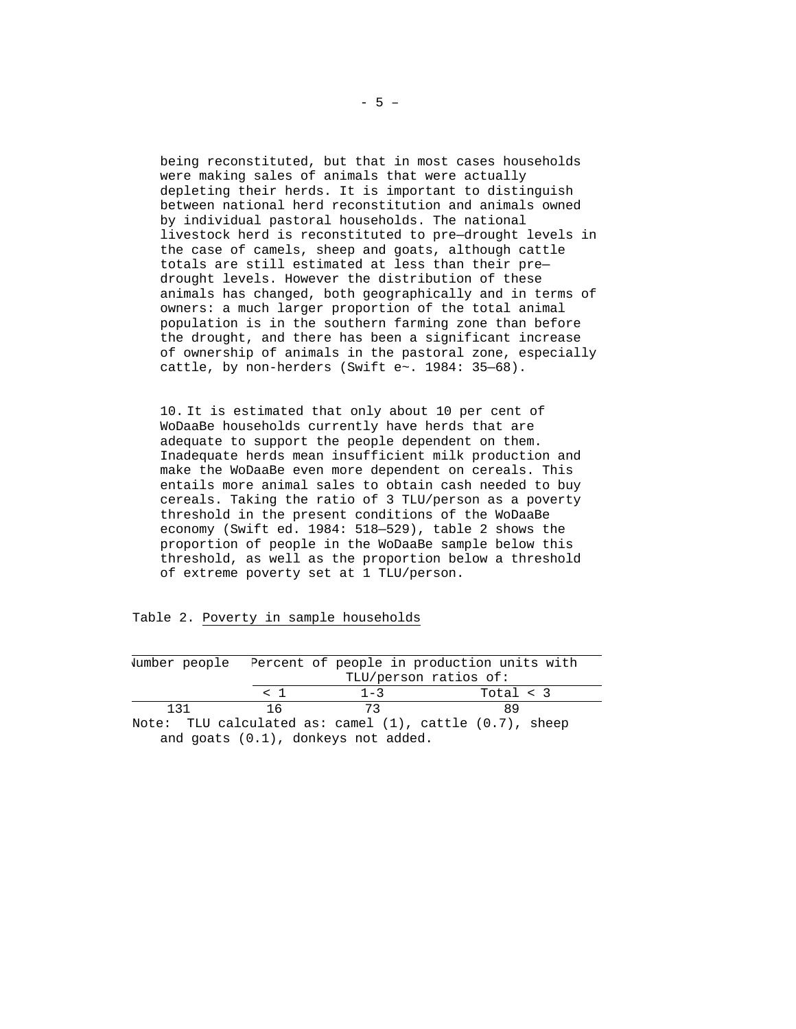being reconstituted, but that in most cases households were making sales of animals that were actually depleting their herds. It is important to distinguish between national herd reconstitution and animals owned by individual pastoral households. The national livestock herd is reconstituted to pre—drought levels in the case of camels, sheep and goats, although cattle totals are still estimated at less than their pre—drought levels. However the distribution of these animals has changed, both geographically and in terms of owners: a much larger proportion of the total animal population is in the southern farming zone than before the drought, and there has been a significant increase of ownership of animals in the pastoral zone, especially cattle, by non-herders (Swift e~. 1984: 35—68).

10. It is estimated that only about 10 per cent of WoDaaBe households currently have herds that are adequate to support the people dependent on them. Inadequate herds mean insufficient milk production and make the WoDaaBe even more dependent on cereals. This entails more animal sales to obtain cash needed to buy cereals. Taking the ratio of 3 TLU/person as a poverty threshold in the present conditions of the WoDaaBe economy (Swift ed. 1984: 518—529), table 2 shows the proportion of people in the WoDaaBe sample below this threshold, as well as the proportion below a threshold of extreme poverty set at 1 TLU/person.

Table 2. Poverty in sample households

| Number people | Percent of people in production units with TLU/person ratios of: | | |
|---|---|---|---|
| | < 1 | 1-3 | Total < 3 |
| 131 | 16 | 73 | 89 |

Note: TLU calculated as: camel (1), cattle (0.7), sheep and goats (0.1), donkeys not added.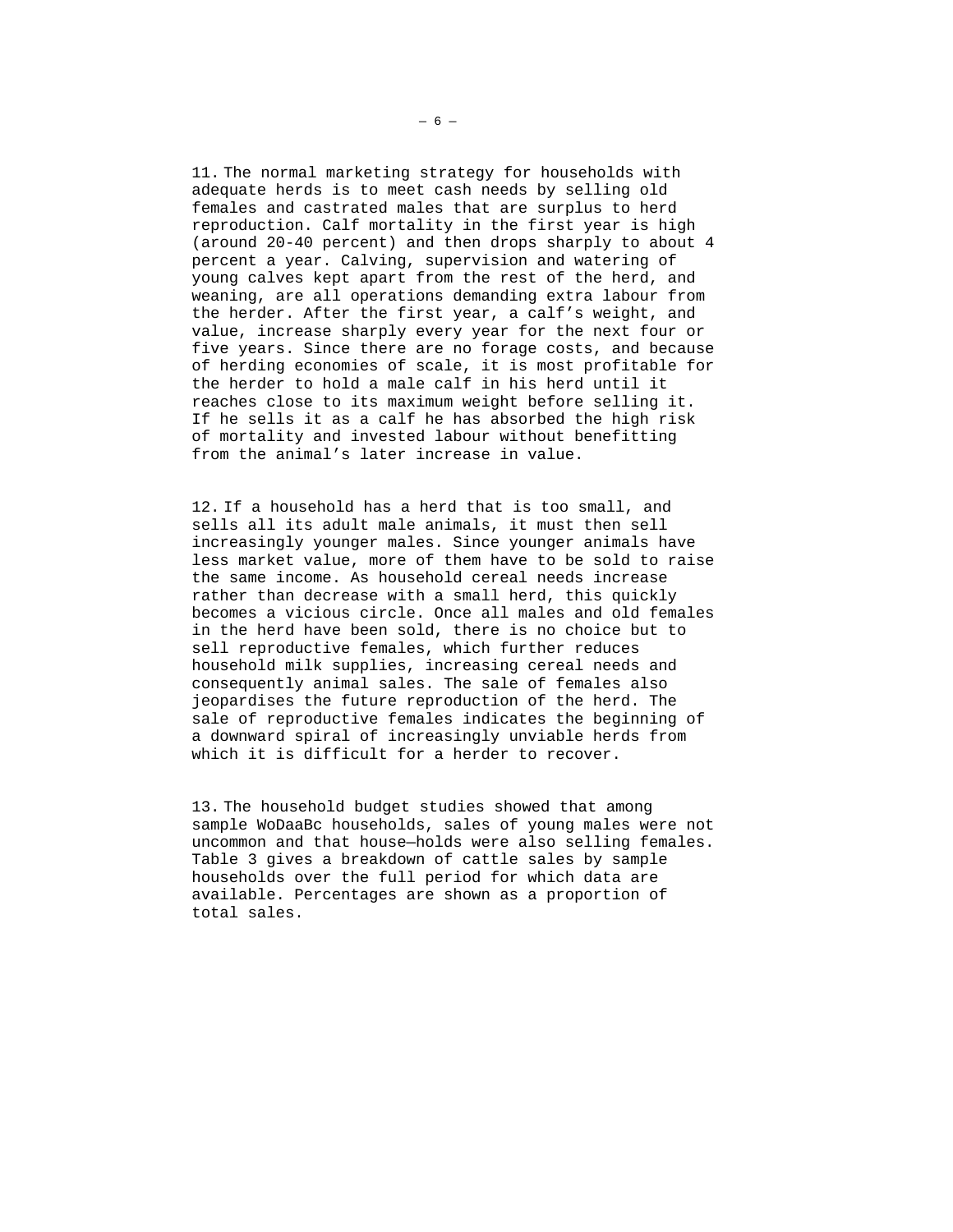11. The normal marketing strategy for households with adequate herds is to meet cash needs by selling old females and castrated males that are surplus to herd reproduction. Calf mortality in the first year is high (around 20-40 percent) and then drops sharply to about 4 percent a year. Calving, supervision and watering of young calves kept apart from the rest of the herd, and weaning, are all operations demanding extra labour from the herder. After the first year, a calf's weight, and value, increase sharply every year for the next four or five years. Since there are no forage costs, and because of herding economies of scale, it is most profitable for the herder to hold a male calf in his herd until it reaches close to its maximum weight before selling it. If he sells it as a calf he has absorbed the high risk of mortality and invested labour without benefitting from the animal's later increase in value.

12. If a household has a herd that is too small, and sells all its adult male animals, it must then sell increasingly younger males. Since younger animals have less market value, more of them have to be sold to raise the same income. As household cereal needs increase rather than decrease with a small herd, this quickly becomes a vicious circle. Once all males and old females in the herd have been sold, there is no choice but to sell reproductive females, which further reduces household milk supplies, increasing cereal needs and consequently animal sales. The sale of females also jeopardises the future reproduction of the herd. The sale of reproductive females indicates the beginning of a downward spiral of increasingly unviable herds from which it is difficult for a herder to recover.

13. The household budget studies showed that among sample WoDaaBc households, sales of young males were not uncommon and that house—holds were also selling females. Table 3 gives a breakdown of cattle sales by sample households over the full period for which data are available. Percentages are shown as a proportion of total sales.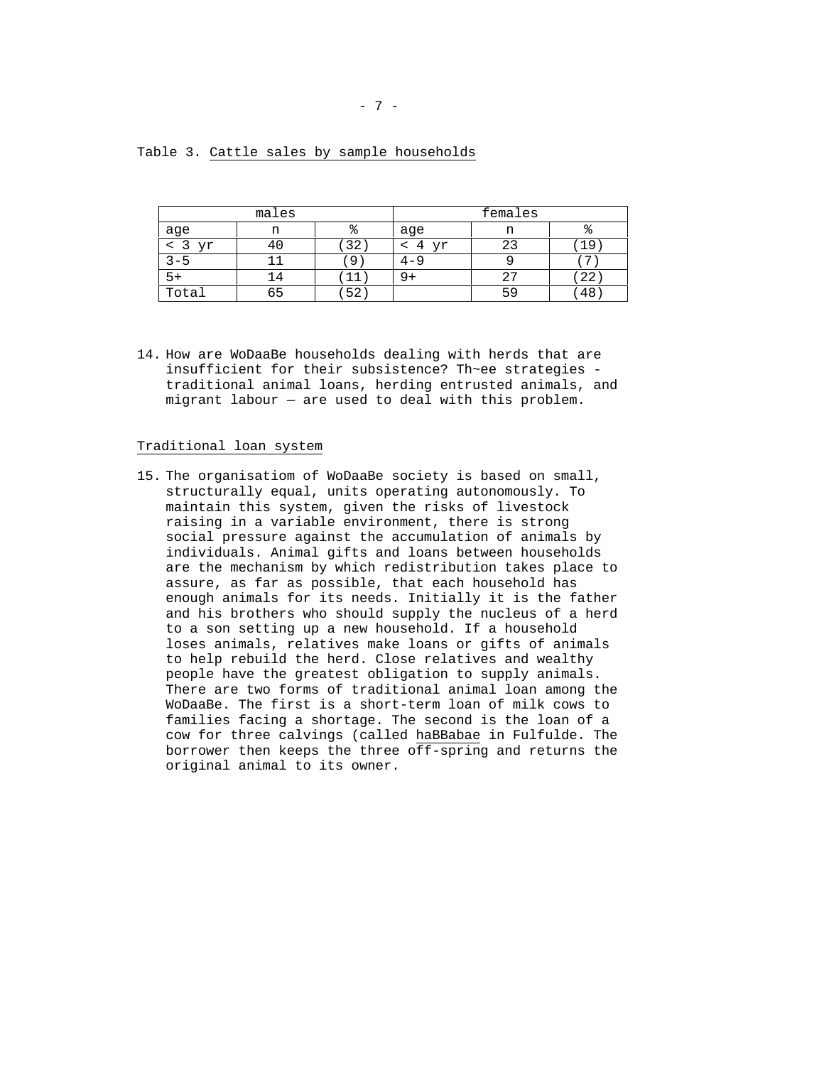Table 3. Cattle sales by sample households

| males | | | females | | |
|---|---|---|---|---|---|
| age | n | % | age | n | % |
| < 3 yr | 40 | (32) | < 4 yr | 23 | (19) |
| 3-5 | 11 | (9) | 4-9 | 9 | (7) |
| 5+ | 14 | (11) | 9+ | 27 | (22) |
| Total | 65 | (52) | | 59 | (48) |

14. How are WoDaaBe households dealing with herds that are insufficient for their subsistence? Th~ee strategies - traditional animal loans, herding entrusted animals, and migrant labour — are used to deal with this problem.

## Traditional loan system

15. The organisatiom of WoDaaBe society is based on small, structurally equal, units operating autonomously. To maintain this system, given the risks of livestock raising in a variable environment, there is strong social pressure against the accumulation of animals by individuals. Animal gifts and loans between households are the mechanism by which redistribution takes place to assure, as far as possible, that each household has enough animals for its needs. Initially it is the father and his brothers who should supply the nucleus of a herd to a son setting up a new household. If a household loses animals, relatives make loans or gifts of animals to help rebuild the herd. Close relatives and wealthy people have the greatest obligation to supply animals. There are two forms of traditional animal loan among the WoDaaBe. The first is a short-term loan of milk cows to families facing a shortage. The second is the loan of a cow for three calvings (called haBBabae in Fulfulde. The borrower then keeps the three off-spring and returns the original animal to its owner.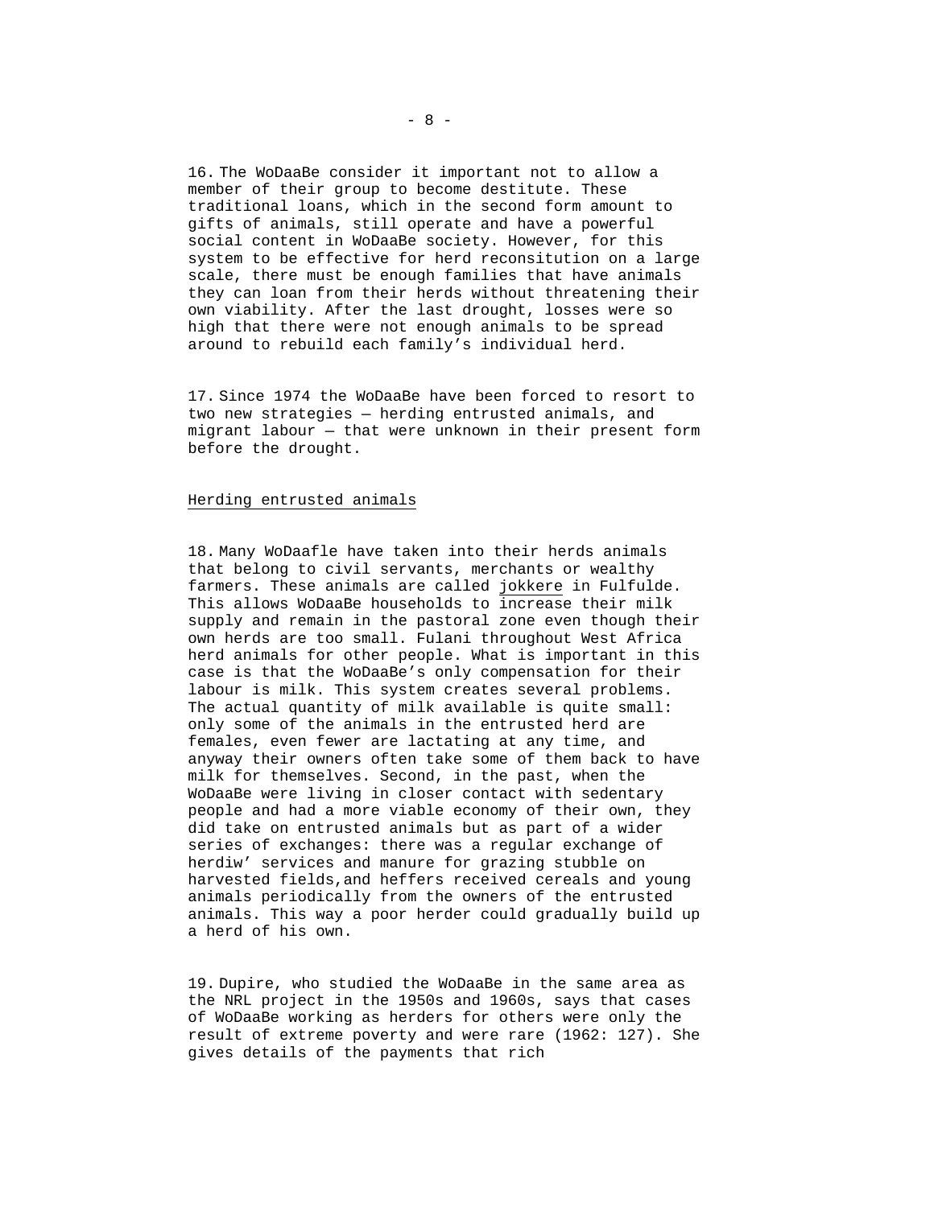16. The WoDaaBe consider it important not to allow a member of their group to become destitute. These traditional loans, which in the second form amount to gifts of animals, still operate and have a powerful social content in WoDaaBe society. However, for this system to be effective for herd reconsitution on a large scale, there must be enough families that have animals they can loan from their herds without threatening their own viability. After the last drought, losses were so high that there were not enough animals to be spread around to rebuild each family's individual herd.

17. Since 1974 the WoDaaBe have been forced to resort to two new strategies — herding entrusted animals, and migrant labour — that were unknown in their present form before the drought.

## Herding entrusted animals

18. Many WoDaafle have taken into their herds animals that belong to civil servants, merchants or wealthy farmers. These animals are called jokkere in Fulfulde. This allows WoDaaBe households to increase their milk supply and remain in the pastoral zone even though their own herds are too small. Fulani throughout West Africa herd animals for other people. What is important in this case is that the WoDaaBe's only compensation for their labour is milk. This system creates several problems. The actual quantity of milk available is quite small: only some of the animals in the entrusted herd are females, even fewer are lactating at any time, and anyway their owners often take some of them back to have milk for themselves. Second, in the past, when the WoDaaBe were living in closer contact with sedentary people and had a more viable economy of their own, they did take on entrusted animals but as part of a wider series of exchanges: there was a regular exchange of herdiw' services and manure for grazing stubble on harvested fields,and heffers received cereals and young animals periodically from the owners of the entrusted animals. This way a poor herder could gradually build up a herd of his own.

19. Dupire, who studied the WoDaaBe in the same area as the NRL project in the 1950s and 1960s, says that cases of WoDaaBe working as herders for others were only the result of extreme poverty and were rare (1962: 127). She gives details of the payments that rich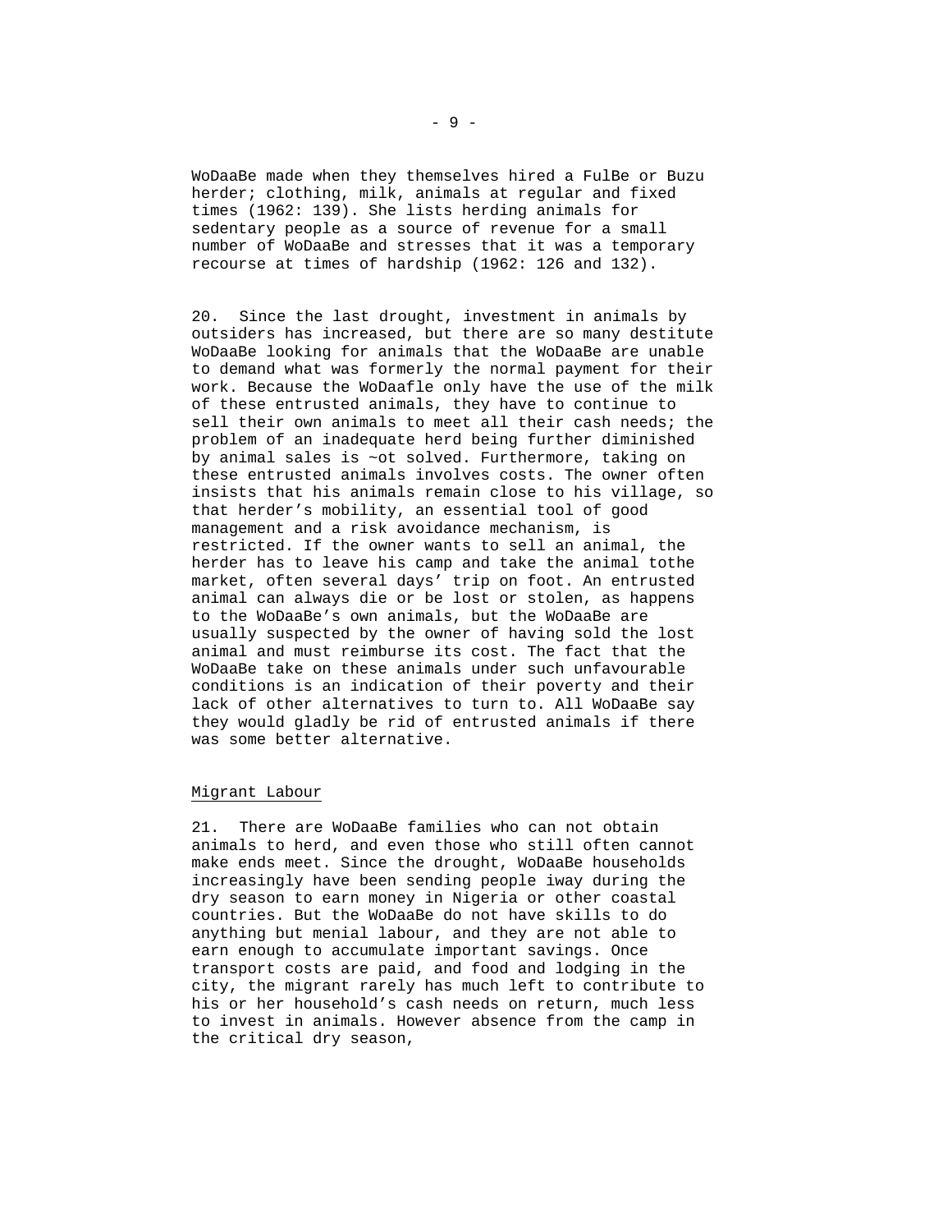WoDaaBe made when they themselves hired a FulBe or Buzu herder; clothing, milk, animals at regular and fixed times (1962: 139). She lists herding animals for sedentary people as a source of revenue for a small number of WoDaaBe and stresses that it was a temporary recourse at times of hardship (1962: 126 and 132).

20. Since the last drought, investment in animals by outsiders has increased, but there are so many destitute WoDaaBe looking for animals that the WoDaaBe are unable to demand what was formerly the normal payment for their work. Because the WoDaafle only have the use of the milk of these entrusted animals, they have to continue to sell their own animals to meet all their cash needs; the problem of an inadequate herd being further diminished by animal sales is ~ot solved. Furthermore, taking on these entrusted animals involves costs. The owner often insists that his animals remain close to his village, so that herder’s mobility, an essential tool of good management and a risk avoidance mechanism, is restricted. If the owner wants to sell an animal, the herder has to leave his camp and take the animal tothe market, often several days’ trip on foot. An entrusted animal can always die or be lost or stolen, as happens to the WoDaaBe’s own animals, but the WoDaaBe are usually suspected by the owner of having sold the lost animal and must reimburse its cost. The fact that the WoDaaBe take on these animals under such unfavourable conditions is an indication of their poverty and their lack of other alternatives to turn to. All WoDaaBe say they would gladly be rid of entrusted animals if there was some better alternative.

## Migrant Labour

21. There are WoDaaBe families who can not obtain animals to herd, and even those who still often cannot make ends meet. Since the drought, WoDaaBe households increasingly have been sending people iway during the dry season to earn money in Nigeria or other coastal countries. But the WoDaaBe do not have skills to do anything but menial labour, and they are not able to earn enough to accumulate important savings. Once transport costs are paid, and food and lodging in the city, the migrant rarely has much left to contribute to his or her household’s cash needs on return, much less to invest in animals. However absence from the camp in the critical dry season,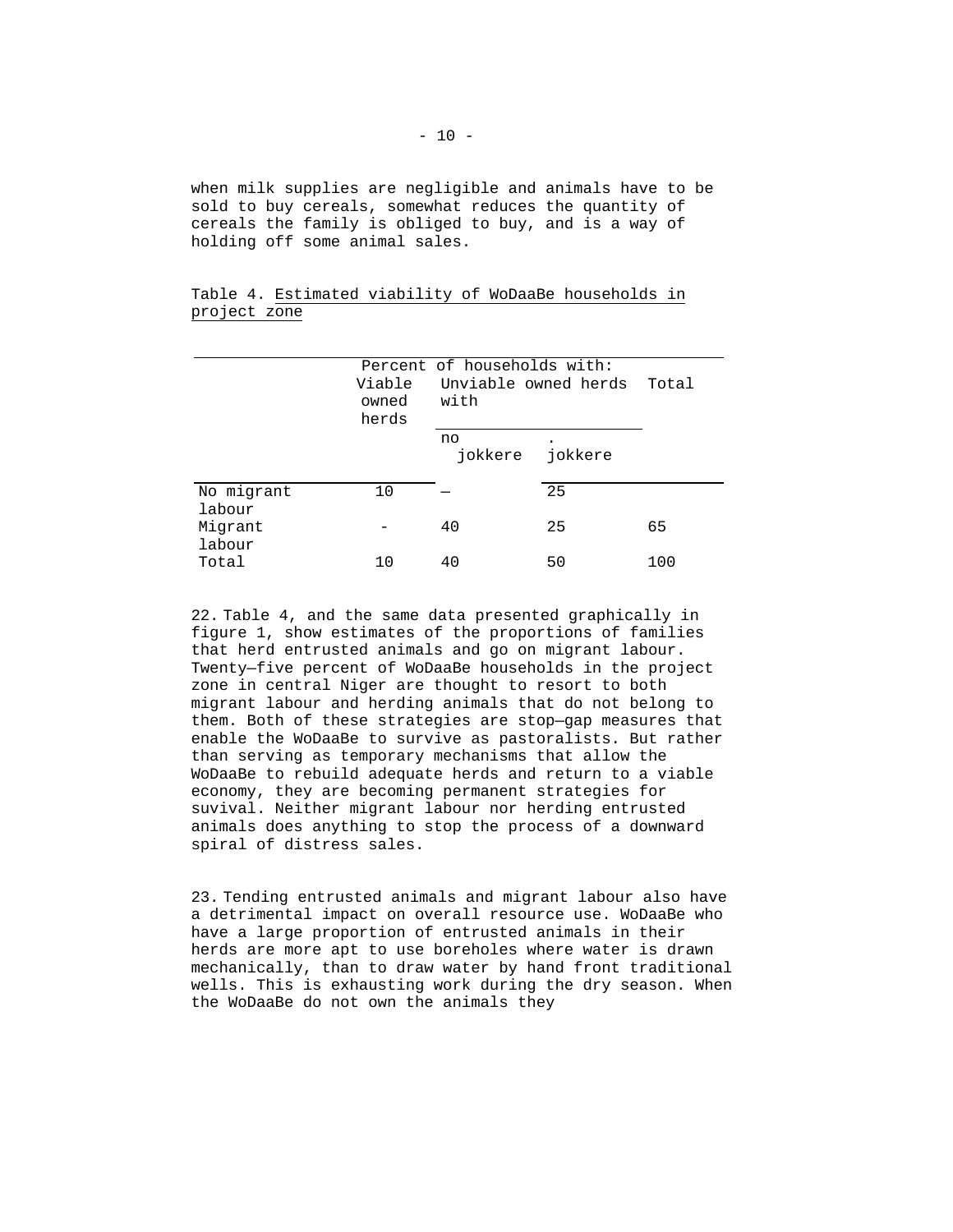when milk supplies are negligible and animals have to be sold to buy cereals, somewhat reduces the quantity of cereals the family is obliged to buy, and is a way of holding off some animal sales.

Table 4. Estimated viability of WoDaaBe households in project zone

| | Percent of households with: | | | |
|---|---|---|---|---|
| | Viable owned herds | Unviable owned herds with | | Total |
| | | no jokkere | . jokkere | |
| No migrant labour | 10 | — | 25 | |
| Migrant labour | - | 40 | 25 | 65 |
| Total | 10 | 40 | 50 | 100 |

22. Table 4, and the same data presented graphically in figure 1, show estimates of the proportions of families that herd entrusted animals and go on migrant labour. Twenty—five percent of WoDaaBe households in the project zone in central Niger are thought to resort to both migrant labour and herding animals that do not belong to them. Both of these strategies are stop—gap measures that enable the WoDaaBe to survive as pastoralists. But rather than serving as temporary mechanisms that allow the WoDaaBe to rebuild adequate herds and return to a viable economy, they are becoming permanent strategies for suvival. Neither migrant labour nor herding entrusted animals does anything to stop the process of a downward spiral of distress sales.

23. Tending entrusted animals and migrant labour also have a detrimental impact on overall resource use. WoDaaBe who have a large proportion of entrusted animals in their herds are more apt to use boreholes where water is drawn mechanically, than to draw water by hand front traditional wells. This is exhausting work during the dry season. When the WoDaaBe do not own the animals they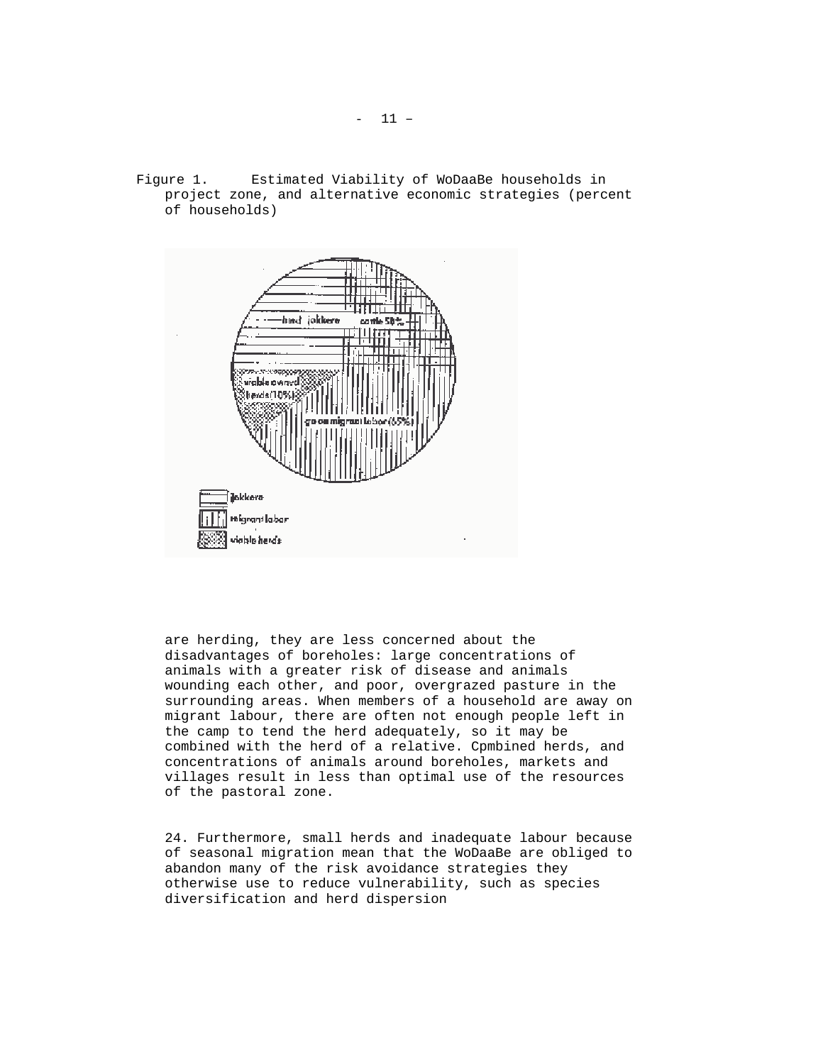Figure 1. Estimated Viability of WoDaaBe households in project zone, and alternative economic strategies (percent of households)

are herding, they are less concerned about the disadvantages of boreholes: large concentrations of animals with a greater risk of disease and animals wounding each other, and poor, overgrazed pasture in the surrounding areas. When members of a household are away on migrant labour, there are often not enough people left in the camp to tend the herd adequately, so it may be combined with the herd of a relative. Cpmbined herds, and concentrations of animals around boreholes, markets and villages result in less than optimal use of the resources of the pastoral zone.

24. Furthermore, small herds and inadequate labour because of seasonal migration mean that the WoDaaBe are obliged to abandon many of the risk avoidance strategies they otherwise use to reduce vulnerability, such as species diversification and herd dispersion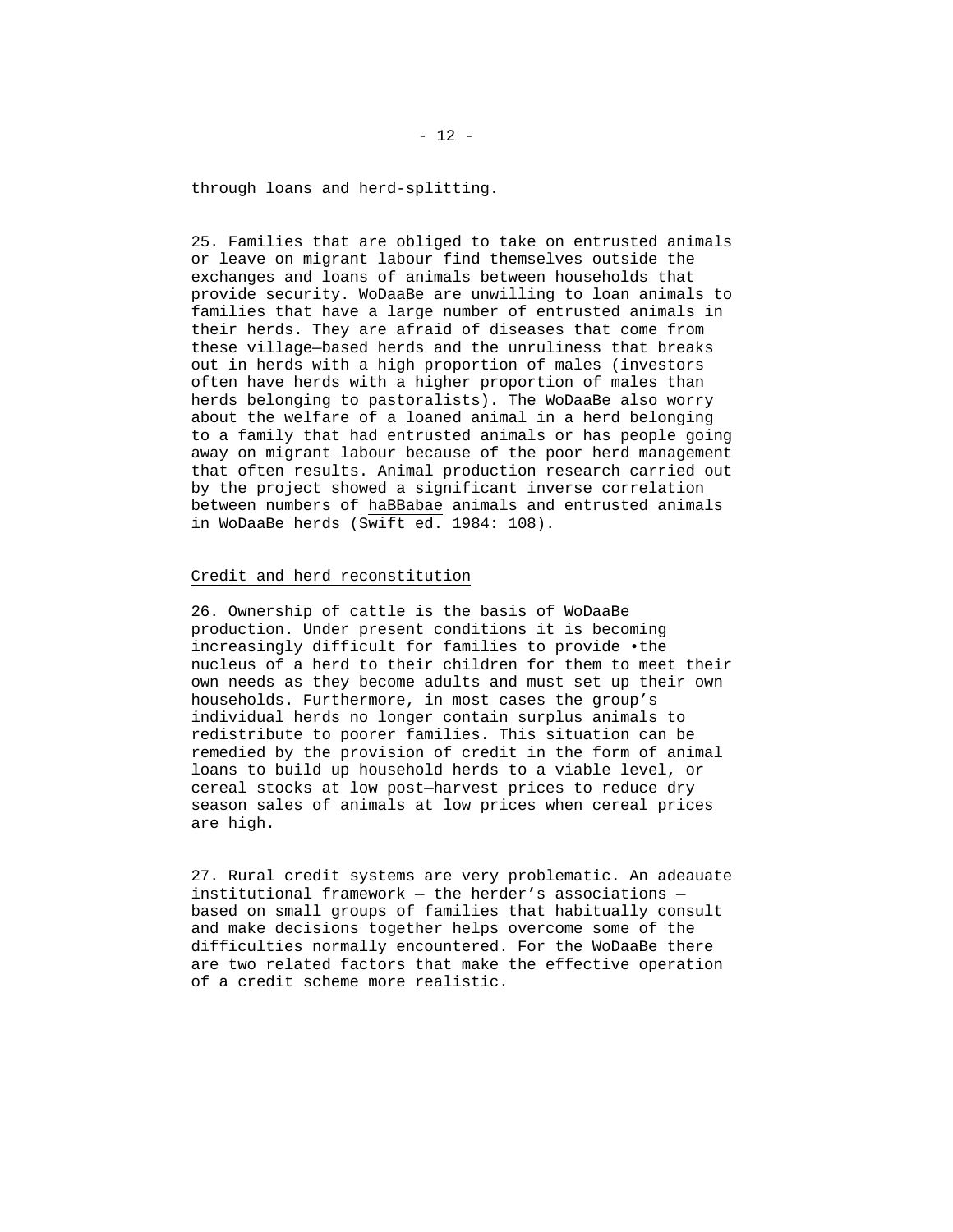through loans and herd-splitting.

25. Families that are obliged to take on entrusted animals or leave on migrant labour find themselves outside the exchanges and loans of animals between households that provide security. WoDaaBe are unwilling to loan animals to families that have a large number of entrusted animals in their herds. They are afraid of diseases that come from these village—based herds and the unruliness that breaks out in herds with a high proportion of males (investors often have herds with a higher proportion of males than herds belonging to pastoralists). The WoDaaBe also worry about the welfare of a loaned animal in a herd belonging to a family that had entrusted animals or has people going away on migrant labour because of the poor herd management that often results. Animal production research carried out by the project showed a significant inverse correlation between numbers of haBBabae animals and entrusted animals in WoDaaBe herds (Swift ed. 1984: 108).

## Credit and herd reconstitution

26. Ownership of cattle is the basis of WoDaaBe production. Under present conditions it is becoming increasingly difficult for families to provide •the nucleus of a herd to their children for them to meet their own needs as they become adults and must set up their own households. Furthermore, in most cases the group's individual herds no longer contain surplus animals to redistribute to poorer families. This situation can be remedied by the provision of credit in the form of animal loans to build up household herds to a viable level, or cereal stocks at low post—harvest prices to reduce dry season sales of animals at low prices when cereal prices are high.

27. Rural credit systems are very problematic. An adeauate institutional framework — the herder's associations — based on small groups of families that habitually consult and make decisions together helps overcome some of the difficulties normally encountered. For the WoDaaBe there are two related factors that make the effective operation of a credit scheme more realistic.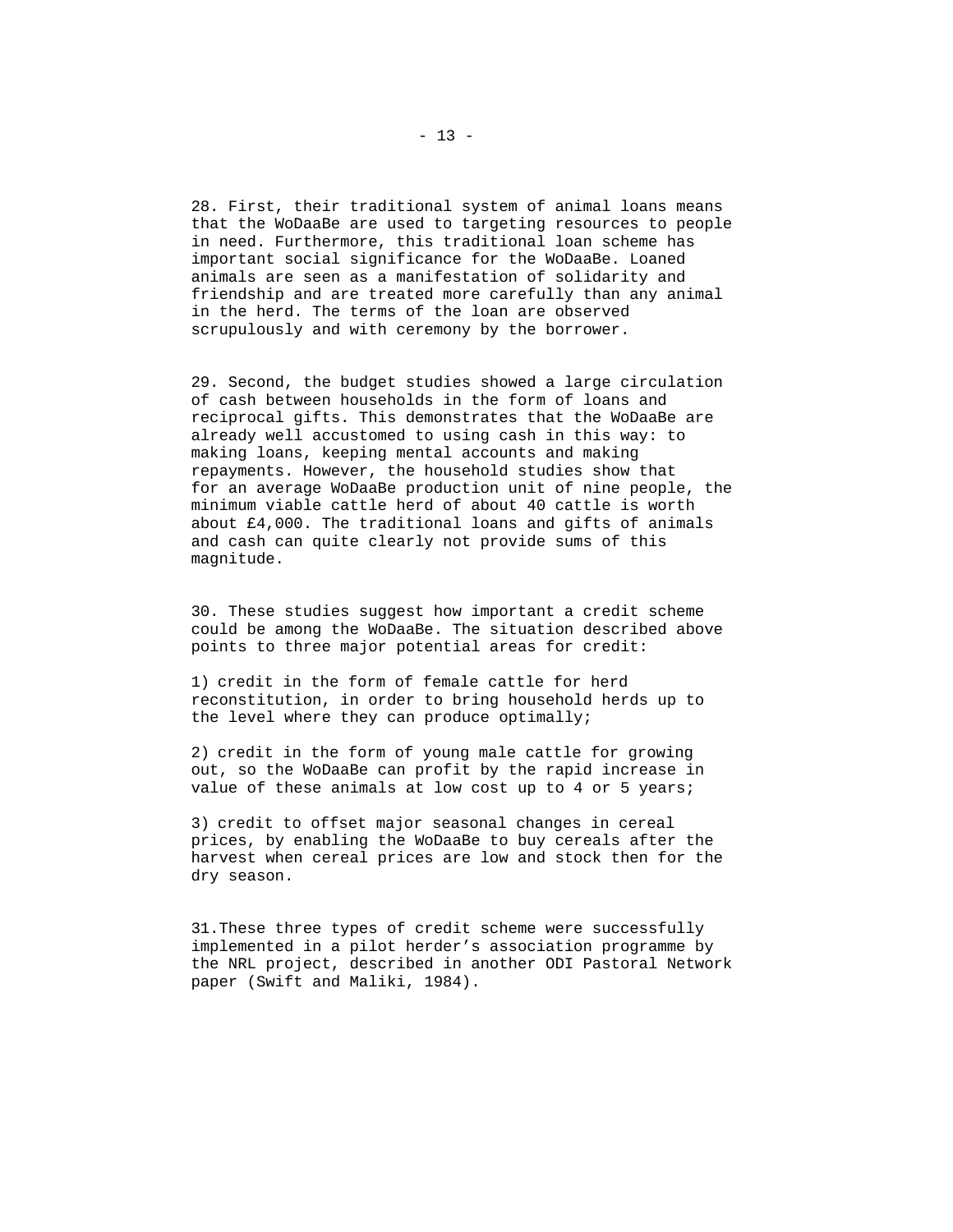28. First, their traditional system of animal loans means that the WoDaaBe are used to targeting resources to people in need. Furthermore, this traditional loan scheme has important social significance for the WoDaaBe. Loaned animals are seen as a manifestation of solidarity and friendship and are treated more carefully than any animal in the herd. The terms of the loan are observed scrupulously and with ceremony by the borrower.

29. Second, the budget studies showed a large circulation of cash between households in the form of loans and reciprocal gifts. This demonstrates that the WoDaaBe are already well accustomed to using cash in this way: to making loans, keeping mental accounts and making repayments. However, the household studies show that for an average WoDaaBe production unit of nine people, the minimum viable cattle herd of about 40 cattle is worth about £4,000. The traditional loans and gifts of animals and cash can quite clearly not provide sums of this magnitude.

30. These studies suggest how important a credit scheme could be among the WoDaaBe. The situation described above points to three major potential areas for credit:

1) credit in the form of female cattle for herd reconstitution, in order to bring household herds up to the level where they can produce optimally;

2) credit in the form of young male cattle for growing out, so the WoDaaBe can profit by the rapid increase in value of these animals at low cost up to 4 or 5 years;

3) credit to offset major seasonal changes in cereal prices, by enabling the WoDaaBe to buy cereals after the harvest when cereal prices are low and stock then for the dry season.

31. These three types of credit scheme were successfully implemented in a pilot herder's association programme by the NRL project, described in another ODI Pastoral Network paper (Swift and Maliki, 1984).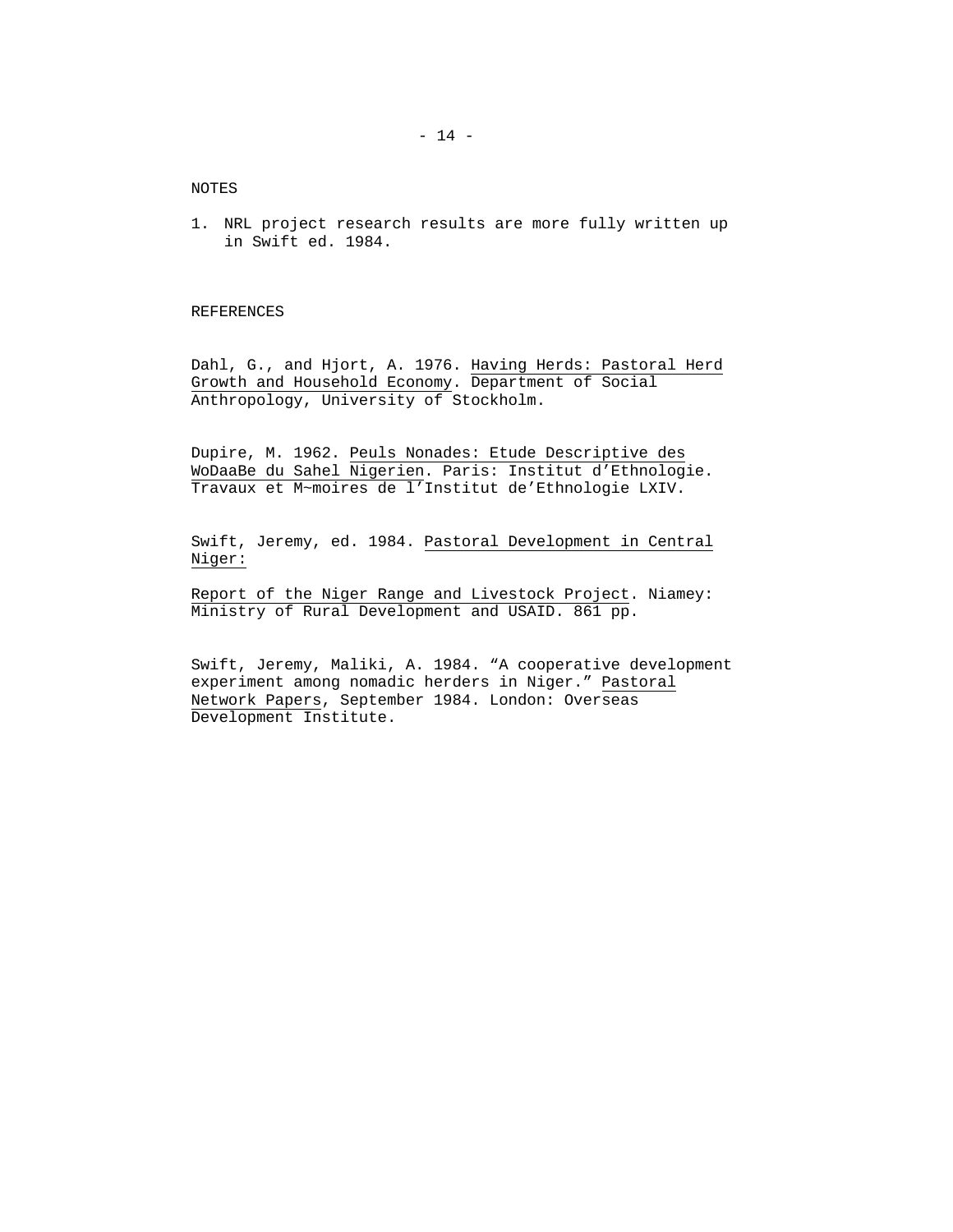## NOTES

1. NRL project research results are more fully written up in Swift ed. 1984.

## REFERENCES

Dahl, G., and Hjort, A. 1976. Having Herds: Pastoral Herd Growth and Household Economy. Department of Social Anthropology, University of Stockholm.

Dupire, M. 1962. Peuls Nonades: Etude Descriptive des WoDaaBe du Sahel Nigerien. Paris: Institut d'Ethnologie. Travaux et M~moires de l'Institut de'Ethnologie LXIV.

Swift, Jeremy, ed. 1984. Pastoral Development in Central Niger:

Report of the Niger Range and Livestock Project. Niamey: Ministry of Rural Development and USAID. 861 pp.

Swift, Jeremy, Maliki, A. 1984. "A cooperative development experiment among nomadic herders in Niger." Pastoral Network Papers, September 1984. London: Overseas Development Institute.